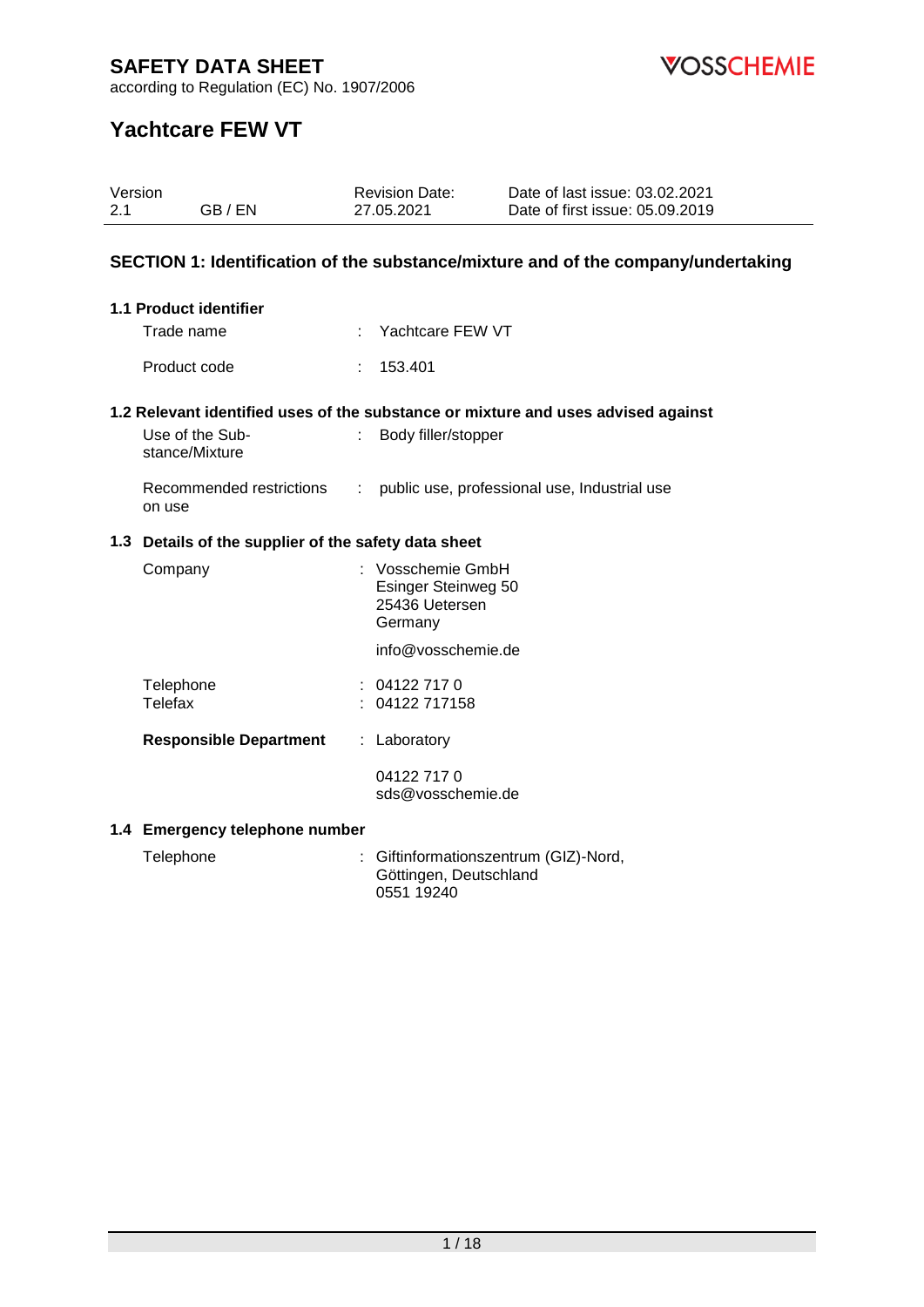# SAFETY DATA SHEET

according to Regulation (EC) No. 1907/2006

VOSSCHEMIE

## Yachtcare FEW VT

| Version | | Revision Date: | Date of last issue: 03.02.2021 |
|---|---|---|---|
| 2.1 | GB / EN | 27.05.2021 | Date of first issue: 05.09.2019 |

## SECTION 1: Identification of the substance/mixture and of the company/undertaking

### 1.1 Product identifier

Trade name : Yachtcare FEW VT

Product code : 153.401

### 1.2 Relevant identified uses of the substance or mixture and uses advised against

Use of the Substance/Mixture : Body filler/stopper

Recommended restrictions on use : public use, professional use, Industrial use

### 1.3 Details of the supplier of the safety data sheet

Company : Vosschemie GmbH
Esinger Steinweg 50
25436 Uetersen
Germany

info@vosschemie.de

Telephone : 04122 717 0
Telefax : 04122 717158

**Responsible Department** : Laboratory

04122 717 0
sds@vosschemie.de

### 1.4 Emergency telephone number

Telephone : Giftinformationszentrum (GIZ)-Nord,
Göttingen, Deutschland
0551 19240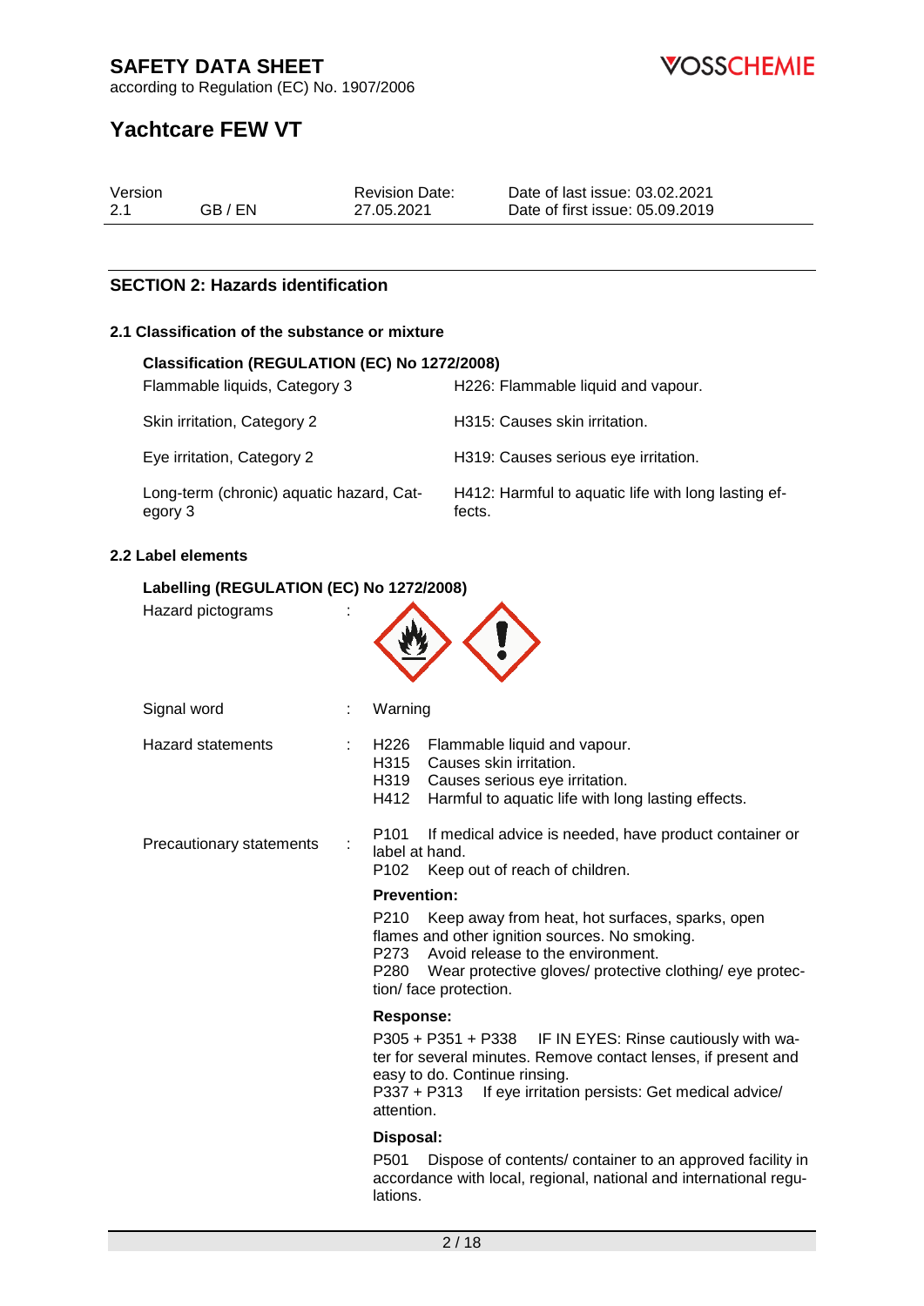## SECTION 2: Hazards identification

### 2.1 Classification of the substance or mixture

**Classification (REGULATION (EC) No 1272/2008)**

| Classification | Hazard statement |
|---|---|
| Flammable liquids, Category 3 | H226: Flammable liquid and vapour. |
| Skin irritation, Category 2 | H315: Causes skin irritation. |
| Eye irritation, Category 2 | H319: Causes serious eye irritation. |
| Long-term (chronic) aquatic hazard, Category 3 | H412: Harmful to aquatic life with long lasting effects. |

### 2.2 Label elements

**Labelling (REGULATION (EC) No 1272/2008)**

Hazard pictograms :

Signal word : Warning

Hazard statements :
- H226 Flammable liquid and vapour.
- H315 Causes skin irritation.
- H319 Causes serious eye irritation.
- H412 Harmful to aquatic life with long lasting effects.

Precautionary statements :

P101 If medical advice is needed, have product container or label at hand.
P102 Keep out of reach of children.

**Prevention:**

P210 Keep away from heat, hot surfaces, sparks, open flames and other ignition sources. No smoking.
P273 Avoid release to the environment.
P280 Wear protective gloves/ protective clothing/ eye protection/ face protection.

**Response:**

P305 + P351 + P338 IF IN EYES: Rinse cautiously with water for several minutes. Remove contact lenses, if present and easy to do. Continue rinsing.
P337 + P313 If eye irritation persists: Get medical advice/ attention.

**Disposal:**

P501 Dispose of contents/ container to an approved facility in accordance with local, regional, national and international regulations.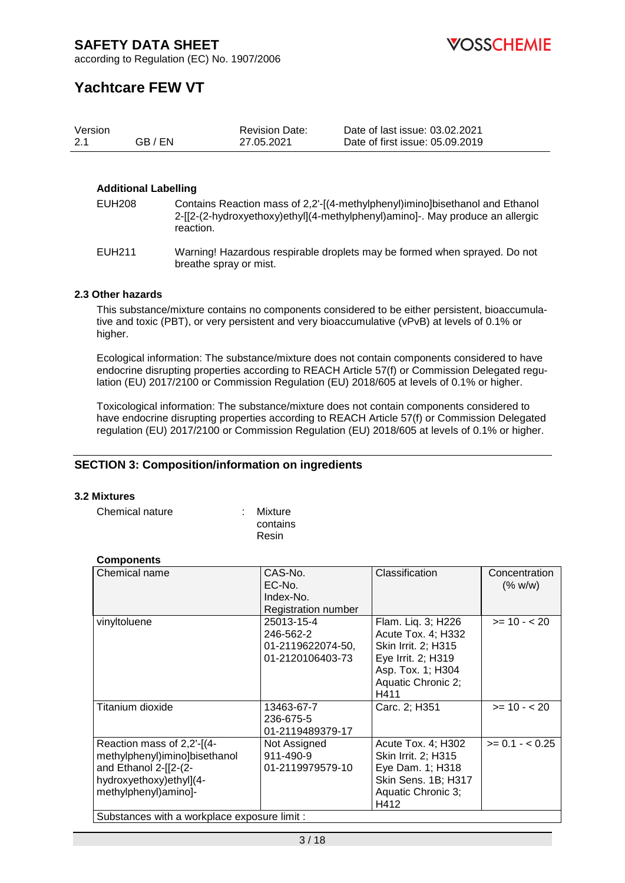**Additional Labelling**

EUH208 Contains Reaction mass of 2,2'-[(4-methylphenyl)imino]bisethanol and Ethanol 2-[[2-(2-hydroxyethoxy)ethyl](4-methylphenyl)amino]-. May produce an allergic reaction.

EUH211 Warning! Hazardous respirable droplets may be formed when sprayed. Do not breathe spray or mist.

### 2.3 Other hazards

This substance/mixture contains no components considered to be either persistent, bioaccumulative and toxic (PBT), or very persistent and very bioaccumulative (vPvB) at levels of 0.1% or higher.

Ecological information: The substance/mixture does not contain components considered to have endocrine disrupting properties according to REACH Article 57(f) or Commission Delegated regulation (EU) 2017/2100 or Commission Regulation (EU) 2018/605 at levels of 0.1% or higher.

Toxicological information: The substance/mixture does not contain components considered to have endocrine disrupting properties according to REACH Article 57(f) or Commission Delegated regulation (EU) 2017/2100 or Commission Regulation (EU) 2018/605 at levels of 0.1% or higher.

## SECTION 3: Composition/information on ingredients

### 3.2 Mixtures

Chemical nature : Mixture contains Resin

**Components**

| Chemical name | CAS-No.<br>EC-No.<br>Index-No.<br>Registration number | Classification | Concentration (% w/w) |
|---|---|---|---|
| vinyltoluene | 25013-15-4<br>246-562-2<br>01-2119622074-50,<br>01-2120106403-73 | Flam. Liq. 3; H226<br>Acute Tox. 4; H332<br>Skin Irrit. 2; H315<br>Eye Irrit. 2; H319<br>Asp. Tox. 1; H304<br>Aquatic Chronic 2; H411 | >= 10 - < 20 |
| Titanium dioxide | 13463-67-7<br>236-675-5<br>01-2119489379-17 | Carc. 2; H351 | >= 10 - < 20 |
| Reaction mass of 2,2'-[(4-methylphenyl)imino]bisethanol and Ethanol 2-[[2-(2-hydroxyethoxy)ethyl](4-methylphenyl)amino]- | Not Assigned<br>911-490-9<br>01-2119979579-10 | Acute Tox. 4; H302<br>Skin Irrit. 2; H315<br>Eye Dam. 1; H318<br>Skin Sens. 1B; H317<br>Aquatic Chronic 3; H412 | >= 0.1 - < 0.25 |
| Substances with a workplace exposure limit : | | | |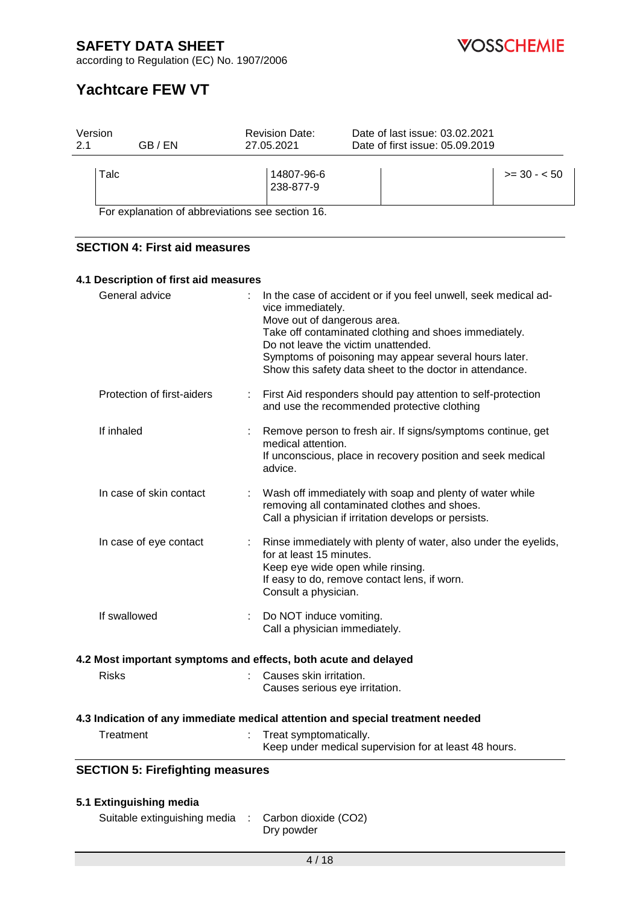| Talc | 14807-96-6<br>238-877-9 | | >= 30 - < 50 |
|---|---|---|---|

For explanation of abbreviations see section 16.

## SECTION 4: First aid measures

### 4.1 Description of first aid measures

General advice : In the case of accident or if you feel unwell, seek medical advice immediately.
Move out of dangerous area.
Take off contaminated clothing and shoes immediately.
Do not leave the victim unattended.
Symptoms of poisoning may appear several hours later.
Show this safety data sheet to the doctor in attendance.

Protection of first-aiders : First Aid responders should pay attention to self-protection and use the recommended protective clothing

If inhaled : Remove person to fresh air. If signs/symptoms continue, get medical attention.
If unconscious, place in recovery position and seek medical advice.

In case of skin contact : Wash off immediately with soap and plenty of water while removing all contaminated clothes and shoes.
Call a physician if irritation develops or persists.

In case of eye contact : Rinse immediately with plenty of water, also under the eyelids, for at least 15 minutes.
Keep eye wide open while rinsing.
If easy to do, remove contact lens, if worn.
Consult a physician.

If swallowed : Do NOT induce vomiting.
Call a physician immediately.

### 4.2 Most important symptoms and effects, both acute and delayed

Risks : Causes skin irritation.
Causes serious eye irritation.

### 4.3 Indication of any immediate medical attention and special treatment needed

Treatment : Treat symptomatically.
Keep under medical supervision for at least 48 hours.

## SECTION 5: Firefighting measures

### 5.1 Extinguishing media

Suitable extinguishing media : Carbon dioxide ($CO_2$)
Dry powder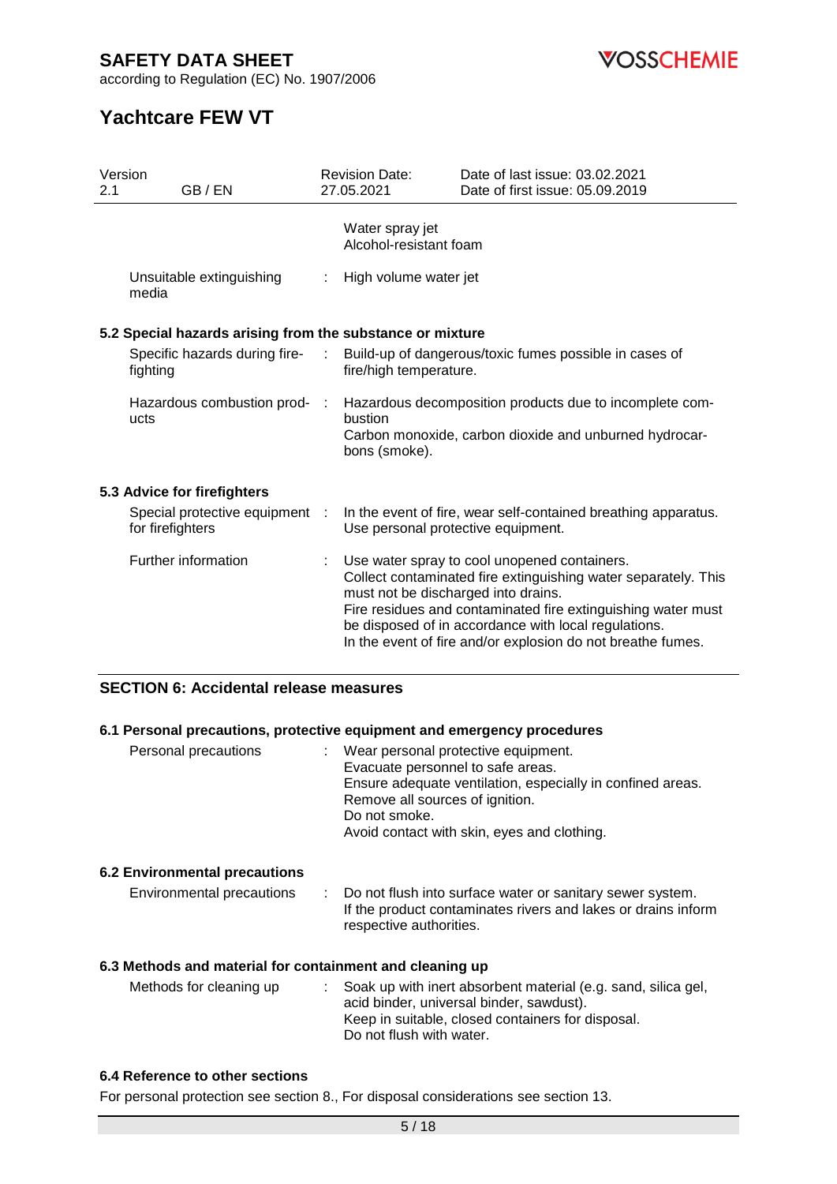| | | |
|---|---|---|
| | | Water spray jet<br>Alcohol-resistant foam |
| Unsuitable extinguishing media | : | High volume water jet |

### 5.2 Special hazards arising from the substance or mixture

| | | |
|---|---|---|
| Specific hazards during fire-fighting | : | Build-up of dangerous/toxic fumes possible in cases of fire/high temperature. |
| Hazardous combustion products | : | Hazardous decomposition products due to incomplete combustion<br>Carbon monoxide, carbon dioxide and unburned hydrocarbons (smoke). |

### 5.3 Advice for firefighters

| | | |
|---|---|---|
| Special protective equipment for firefighters | : | In the event of fire, wear self-contained breathing apparatus.<br>Use personal protective equipment. |
| Further information | : | Use water spray to cool unopened containers.<br>Collect contaminated fire extinguishing water separately. This must not be discharged into drains.<br>Fire residues and contaminated fire extinguishing water must be disposed of in accordance with local regulations.<br>In the event of fire and/or explosion do not breathe fumes. |

## SECTION 6: Accidental release measures

### 6.1 Personal precautions, protective equipment and emergency procedures

| | | |
|---|---|---|
| Personal precautions | : | Wear personal protective equipment.<br>Evacuate personnel to safe areas.<br>Ensure adequate ventilation, especially in confined areas.<br>Remove all sources of ignition.<br>Do not smoke.<br>Avoid contact with skin, eyes and clothing. |

### 6.2 Environmental precautions

| | | |
|---|---|---|
| Environmental precautions | : | Do not flush into surface water or sanitary sewer system.<br>If the product contaminates rivers and lakes or drains inform respective authorities. |

### 6.3 Methods and material for containment and cleaning up

| | | |
|---|---|---|
| Methods for cleaning up | : | Soak up with inert absorbent material (e.g. sand, silica gel, acid binder, universal binder, sawdust).<br>Keep in suitable, closed containers for disposal.<br>Do not flush with water. |

### 6.4 Reference to other sections

For personal protection see section 8., For disposal considerations see section 13.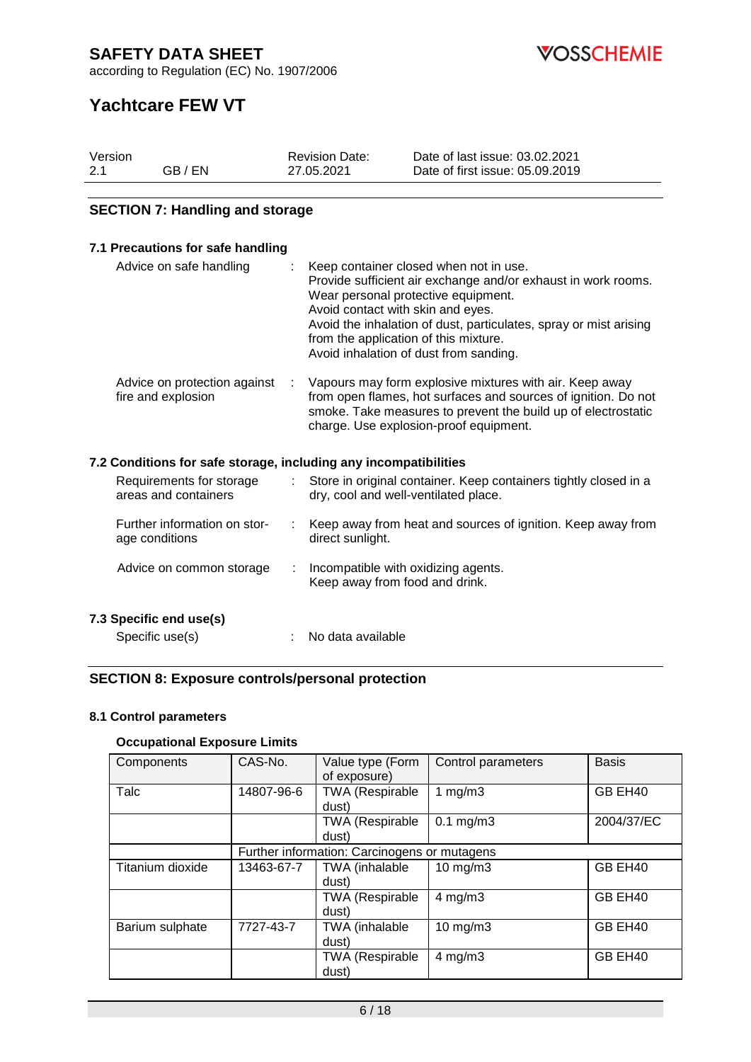## SECTION 7: Handling and storage

### 7.1 Precautions for safe handling

Advice on safe handling : Keep container closed when not in use.
Provide sufficient air exchange and/or exhaust in work rooms.
Wear personal protective equipment.
Avoid contact with skin and eyes.
Avoid the inhalation of dust, particulates, spray or mist arising from the application of this mixture.
Avoid inhalation of dust from sanding.

Advice on protection against fire and explosion : Vapours may form explosive mixtures with air. Keep away from open flames, hot surfaces and sources of ignition. Do not smoke. Take measures to prevent the build up of electrostatic charge. Use explosion-proof equipment.

### 7.2 Conditions for safe storage, including any incompatibilities

Requirements for storage areas and containers : Store in original container. Keep containers tightly closed in a dry, cool and well-ventilated place.

Further information on storage conditions : Keep away from heat and sources of ignition. Keep away from direct sunlight.

Advice on common storage : Incompatible with oxidizing agents.
Keep away from food and drink.

### 7.3 Specific end use(s)

Specific use(s) : No data available

## SECTION 8: Exposure controls/personal protection

### 8.1 Control parameters

**Occupational Exposure Limits**

| Components | CAS-No. | Value type (Form of exposure) | Control parameters | Basis |
|---|---|---|---|---|
| Talc | 14807-96-6 | TWA (Respirable dust) | 1 mg/m3 | GB EH40 |
| | | TWA (Respirable dust) | 0.1 mg/m3 | 2004/37/EC |
| | Further information: Carcinogens or mutagens | | | |
| Titanium dioxide | 13463-67-7 | TWA (inhalable dust) | 10 mg/m3 | GB EH40 |
| | | TWA (Respirable dust) | 4 mg/m3 | GB EH40 |
| Barium sulphate | 7727-43-7 | TWA (inhalable dust) | 10 mg/m3 | GB EH40 |
| | | TWA (Respirable dust) | 4 mg/m3 | GB EH40 |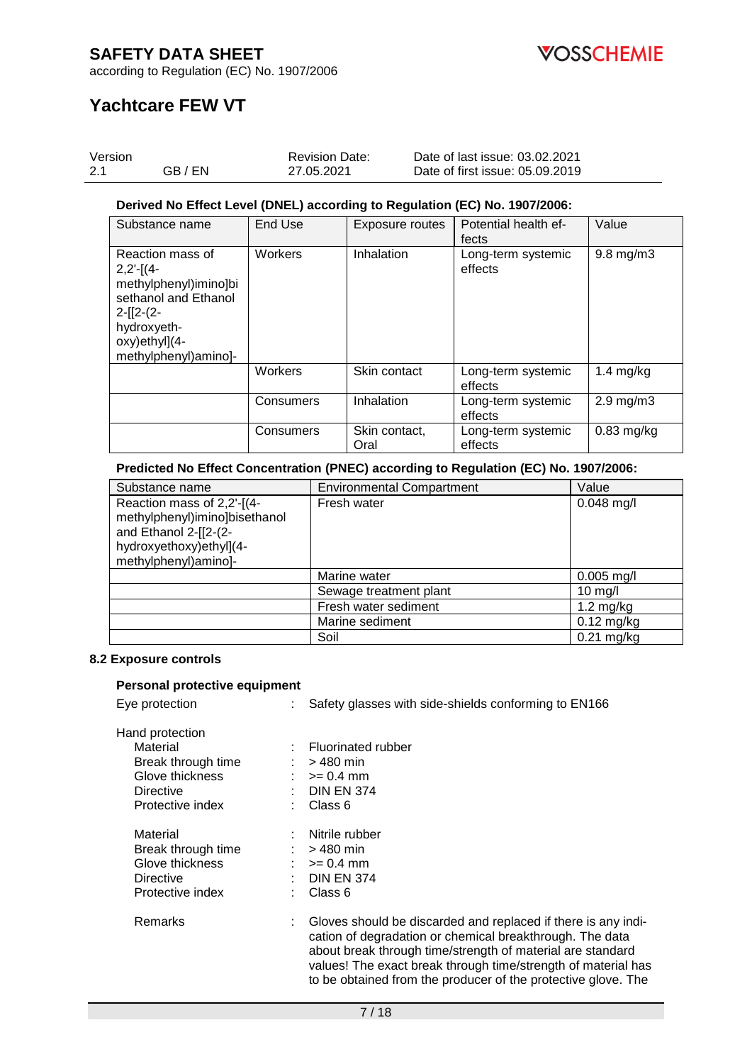**Derived No Effect Level (DNEL) according to Regulation (EC) No. 1907/2006:**

| Substance name | End Use | Exposure routes | Potential health effects | Value |
|---|---|---|---|---|
| Reaction mass of 2,2'-[(4-methylphenyl)imino]bisethanol and Ethanol 2-[[2-(2-hydroxyethoxy)ethyl](4-methylphenyl)amino]- | Workers | Inhalation | Long-term systemic effects | 9.8 mg/m3 |
| | Workers | Skin contact | Long-term systemic effects | 1.4 mg/kg |
| | Consumers | Inhalation | Long-term systemic effects | 2.9 mg/m3 |
| | Consumers | Skin contact, Oral | Long-term systemic effects | 0.83 mg/kg |

**Predicted No Effect Concentration (PNEC) according to Regulation (EC) No. 1907/2006:**

| Substance name | Environmental Compartment | Value |
|---|---|---|
| Reaction mass of 2,2'-[(4-methylphenyl)imino]bisethanol and Ethanol 2-[[2-(2-hydroxyethoxy)ethyl](4-methylphenyl)amino]- | Fresh water | 0.048 mg/l |
| | Marine water | 0.005 mg/l |
| | Sewage treatment plant | 10 mg/l |
| | Fresh water sediment | 1.2 mg/kg |
| | Marine sediment | 0.12 mg/kg |
| | Soil | 0.21 mg/kg |

### 8.2 Exposure controls

**Personal protective equipment**

Eye protection : Safety glasses with side-shields conforming to EN166

Hand protection
- Material : Fluorinated rubber
- Break through time : > 480 min
- Glove thickness : >= 0.4 mm
- Directive : DIN EN 374
- Protective index : Class 6

- Material : Nitrile rubber
- Break through time : > 480 min
- Glove thickness : >= 0.4 mm
- Directive : DIN EN 374
- Protective index : Class 6

Remarks : Gloves should be discarded and replaced if there is any indication of degradation or chemical breakthrough. The data about break through time/strength of material are standard values! The exact break through time/strength of material has to be obtained from the producer of the protective glove. The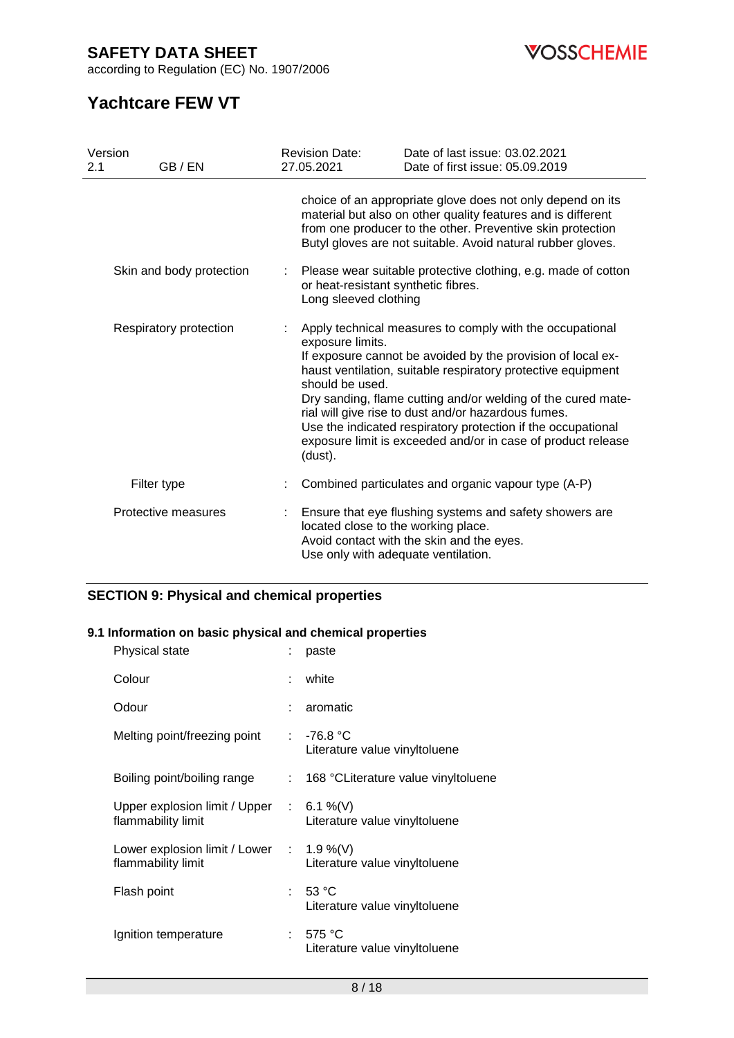| | | |
|---|---|---|
| | | choice of an appropriate glove does not only depend on its material but also on other quality features and is different from one producer to the other. Preventive skin protection Butyl gloves are not suitable. Avoid natural rubber gloves. |
| Skin and body protection | : | Please wear suitable protective clothing, e.g. made of cotton or heat-resistant synthetic fibres.<br>Long sleeved clothing |
| Respiratory protection | : | Apply technical measures to comply with the occupational exposure limits.<br>If exposure cannot be avoided by the provision of local exhaust ventilation, suitable respiratory protective equipment should be used.<br>Dry sanding, flame cutting and/or welding of the cured material will give rise to dust and/or hazardous fumes.<br>Use the indicated respiratory protection if the occupational exposure limit is exceeded and/or in case of product release (dust). |
| Filter type | : | Combined particulates and organic vapour type (A-P) |
| Protective measures | : | Ensure that eye flushing systems and safety showers are located close to the working place.<br>Avoid contact with the skin and the eyes.<br>Use only with adequate ventilation. |

## SECTION 9: Physical and chemical properties

### 9.1 Information on basic physical and chemical properties

| | | |
|---|---|---|
| Physical state | : | paste |
| Colour | : | white |
| Odour | : | aromatic |
| Melting point/freezing point | : | -76.8 °C<br>Literature value vinyltoluene |
| Boiling point/boiling range | : | 168 °CLiterature value vinyltoluene |
| Upper explosion limit / Upper flammability limit | : | 6.1 %(V)<br>Literature value vinyltoluene |
| Lower explosion limit / Lower flammability limit | : | 1.9 %(V)<br>Literature value vinyltoluene |
| Flash point | : | 53 °C<br>Literature value vinyltoluene |
| Ignition temperature | : | 575 °C<br>Literature value vinyltoluene |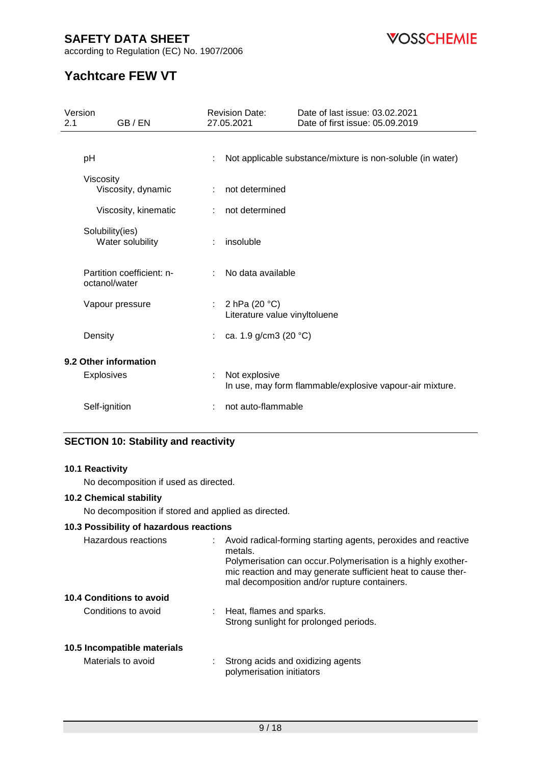| | | |
|---|---|---|
| pH | : | Not applicable substance/mixture is non-soluble (in water) |
| Viscosity | | |
| Viscosity, dynamic | : | not determined |
| Viscosity, kinematic | : | not determined |
| Solubility(ies) | | |
| Water solubility | : | insoluble |
| Partition coefficient: n-octanol/water | : | No data available |
| Vapour pressure | : | 2 hPa (20 °C)<br>Literature value vinyltoluene |
| Density | : | ca. 1.9 g/cm3 (20 °C) |

**9.2 Other information**

| | | |
|---|---|---|
| Explosives | : | Not explosive<br>In use, may form flammable/explosive vapour-air mixture. |
| Self-ignition | : | not auto-flammable |

## SECTION 10: Stability and reactivity

**10.1 Reactivity**

No decomposition if used as directed.

**10.2 Chemical stability**

No decomposition if stored and applied as directed.

**10.3 Possibility of hazardous reactions**

| | | |
|---|---|---|
| Hazardous reactions | : | Avoid radical-forming starting agents, peroxides and reactive metals.<br>Polymerisation can occur.Polymerisation is a highly exothermic reaction and may generate sufficient heat to cause thermal decomposition and/or rupture containers. |

**10.4 Conditions to avoid**

| | | |
|---|---|---|
| Conditions to avoid | : | Heat, flames and sparks.<br>Strong sunlight for prolonged periods. |

**10.5 Incompatible materials**

| | | |
|---|---|---|
| Materials to avoid | : | Strong acids and oxidizing agents<br>polymerisation initiators |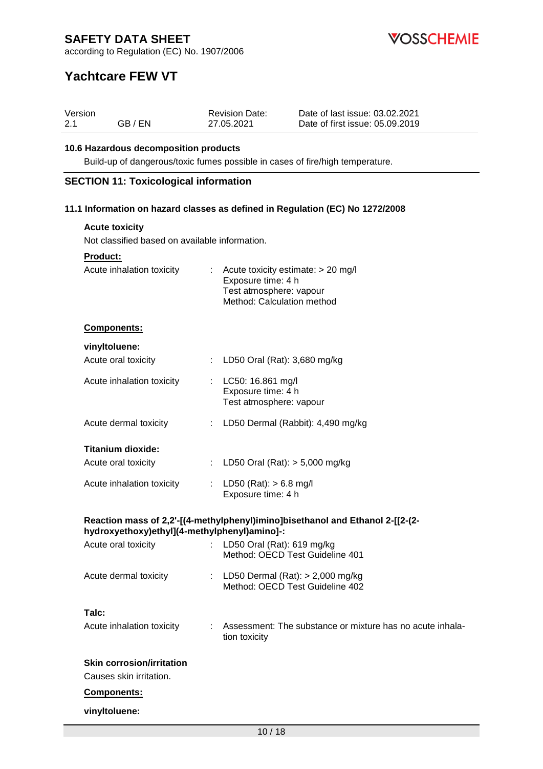**10.6 Hazardous decomposition products**

Build-up of dangerous/toxic fumes possible in cases of fire/high temperature.

## SECTION 11: Toxicological information

### 11.1 Information on hazard classes as defined in Regulation (EC) No 1272/2008

**Acute toxicity**

Not classified based on available information.

**Product:**

| | |
|---|---|
| Acute inhalation toxicity | : Acute toxicity estimate: > 20 mg/l<br>Exposure time: 4 h<br>Test atmosphere: vapour<br>Method: Calculation method |

**Components:**

**vinyltoluene:**

| | |
|---|---|
| Acute oral toxicity | : LD50 Oral (Rat): 3,680 mg/kg |
| Acute inhalation toxicity | : LC50: 16.861 mg/l<br>Exposure time: 4 h<br>Test atmosphere: vapour |
| Acute dermal toxicity | : LD50 Dermal (Rabbit): 4,490 mg/kg |

**Titanium dioxide:**

| | |
|---|---|
| Acute oral toxicity | : LD50 Oral (Rat): > 5,000 mg/kg |
| Acute inhalation toxicity | : LD50 (Rat): > 6.8 mg/l<br>Exposure time: 4 h |

**Reaction mass of 2,2'-[(4-methylphenyl)imino]bisethanol and Ethanol 2-[[2-(2-hydroxyethoxy)ethyl](4-methylphenyl)amino]-:**

| | |
|---|---|
| Acute oral toxicity | : LD50 Oral (Rat): 619 mg/kg<br>Method: OECD Test Guideline 401 |
| Acute dermal toxicity | : LD50 Dermal (Rat): > 2,000 mg/kg<br>Method: OECD Test Guideline 402 |

**Talc:**

| | |
|---|---|
| Acute inhalation toxicity | : Assessment: The substance or mixture has no acute inhalation toxicity |

**Skin corrosion/irritation**

Causes skin irritation.

**Components:**

**vinyltoluene:**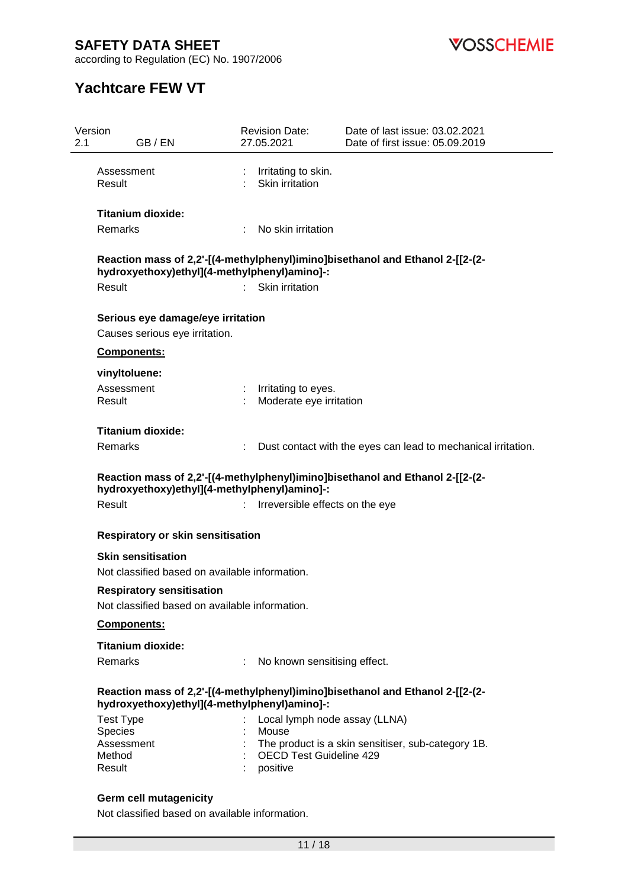| | | |
|---|---|---|
| Assessment | : | Irritating to skin. |
| Result | : | Skin irritation |

**Titanium dioxide:**

| | | |
|---|---|---|
| Remarks | : | No skin irritation |

**Reaction mass of 2,2'-[(4-methylphenyl)imino]bisethanol and Ethanol 2-[[2-(2-hydroxyethoxy)ethyl](4-methylphenyl)amino]-:**

| | | |
|---|---|---|
| Result | : | Skin irritation |

**Serious eye damage/eye irritation**

Causes serious eye irritation.

**Components:**

**vinyltoluene:**

| | | |
|---|---|---|
| Assessment | : | Irritating to eyes. |
| Result | : | Moderate eye irritation |

**Titanium dioxide:**

| | | |
|---|---|---|
| Remarks | : | Dust contact with the eyes can lead to mechanical irritation. |

**Reaction mass of 2,2'-[(4-methylphenyl)imino]bisethanol and Ethanol 2-[[2-(2-hydroxyethoxy)ethyl](4-methylphenyl)amino]-:**

| | | |
|---|---|---|
| Result | : | Irreversible effects on the eye |

**Respiratory or skin sensitisation**

**Skin sensitisation**

Not classified based on available information.

**Respiratory sensitisation**

Not classified based on available information.

**Components:**

**Titanium dioxide:**

| | | |
|---|---|---|
| Remarks | : | No known sensitising effect. |

**Reaction mass of 2,2'-[(4-methylphenyl)imino]bisethanol and Ethanol 2-[[2-(2-hydroxyethoxy)ethyl](4-methylphenyl)amino]-:**

| | | |
|---|---|---|
| Test Type | : | Local lymph node assay (LLNA) |
| Species | : | Mouse |
| Assessment | : | The product is a skin sensitiser, sub-category 1B. |
| Method | : | OECD Test Guideline 429 |
| Result | : | positive |

**Germ cell mutagenicity**

Not classified based on available information.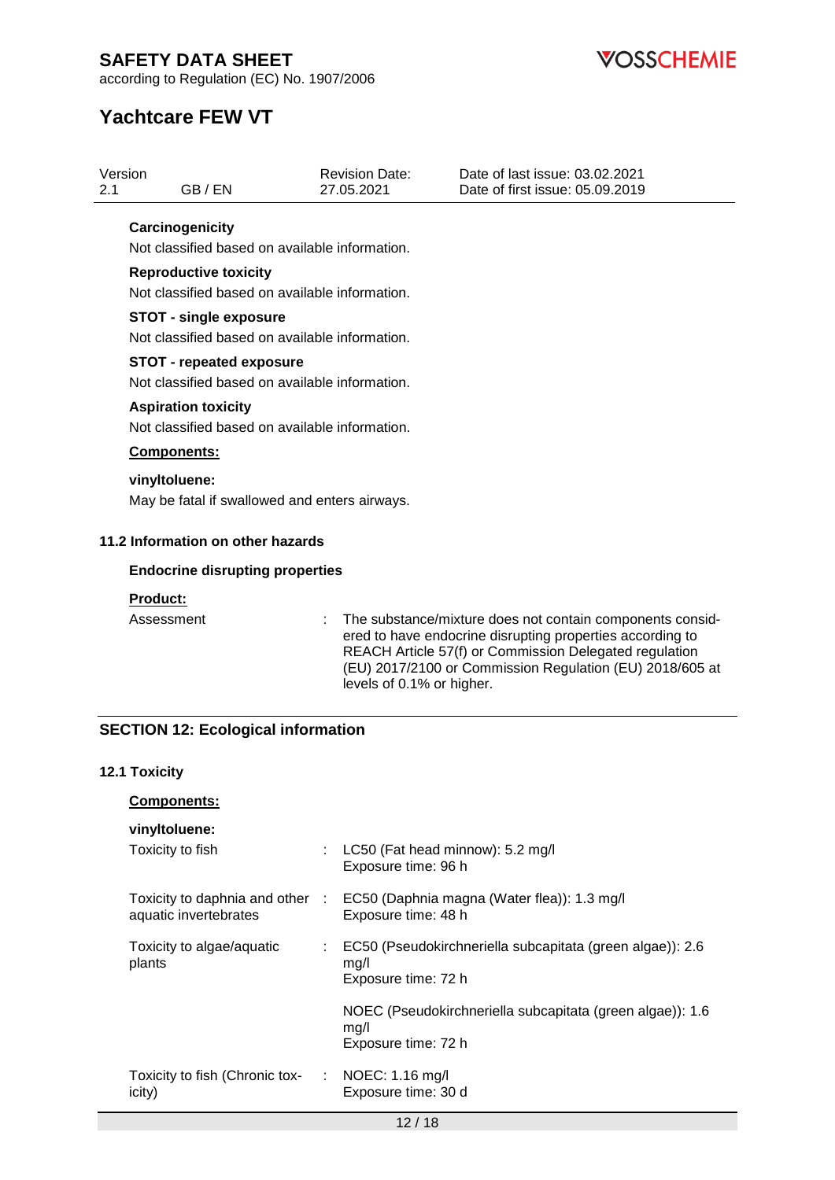**Carcinogenicity**

Not classified based on available information.

**Reproductive toxicity**

Not classified based on available information.

**STOT - single exposure**

Not classified based on available information.

**STOT - repeated exposure**

Not classified based on available information.

**Aspiration toxicity**

Not classified based on available information.

**Components:**

**vinyltoluene:**

May be fatal if swallowed and enters airways.

### 11.2 Information on other hazards

**Endocrine disrupting properties**

**Product:**

| | | |
|---|---|---|
| Assessment | : | The substance/mixture does not contain components considered to have endocrine disrupting properties according to REACH Article 57(f) or Commission Delegated regulation (EU) 2017/2100 or Commission Regulation (EU) 2018/605 at levels of 0.1% or higher. |

## SECTION 12: Ecological information

### 12.1 Toxicity

**Components:**

**vinyltoluene:**

| | | |
|---|---|---|
| Toxicity to fish | : | LC50 (Fat head minnow): 5.2 mg/l<br>Exposure time: 96 h |
| Toxicity to daphnia and other aquatic invertebrates | : | EC50 (Daphnia magna (Water flea)): 1.3 mg/l<br>Exposure time: 48 h |
| Toxicity to algae/aquatic plants | : | EC50 (Pseudokirchneriella subcapitata (green algae)): 2.6 mg/l<br>Exposure time: 72 h |
| | | NOEC (Pseudokirchneriella subcapitata (green algae)): 1.6 mg/l<br>Exposure time: 72 h |
| Toxicity to fish (Chronic toxicity) | : | NOEC: 1.16 mg/l<br>Exposure time: 30 d |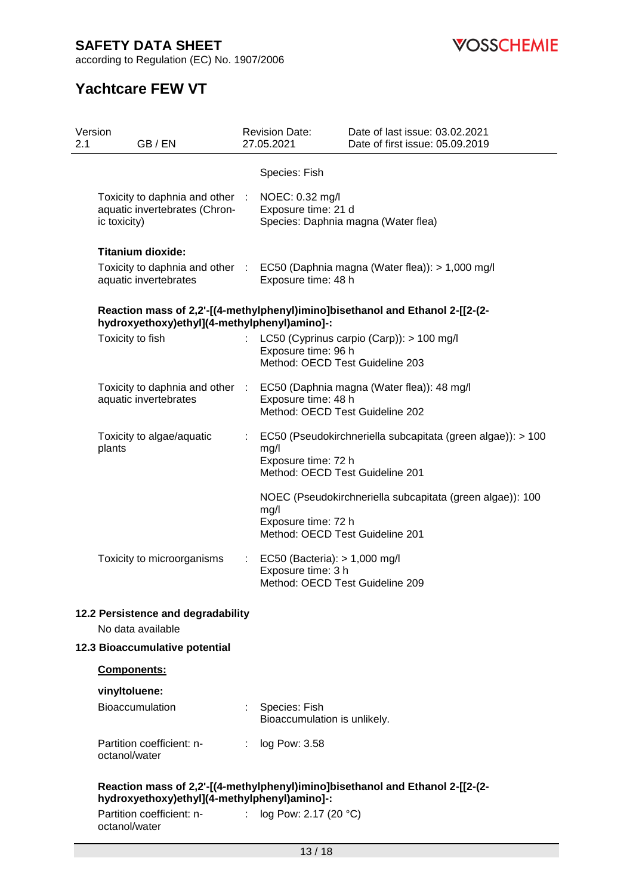Species: Fish

| | | |
|---|---|---|
| Toxicity to daphnia and other aquatic invertebrates (Chronic toxicity) | : | NOEC: 0.32 mg/l<br>Exposure time: 21 d<br>Species: Daphnia magna (Water flea) |

**Titanium dioxide:**

| | | |
|---|---|---|
| Toxicity to daphnia and other aquatic invertebrates | : | EC50 (Daphnia magna (Water flea)): > 1,000 mg/l<br>Exposure time: 48 h |

**Reaction mass of 2,2'-[(4-methylphenyl)imino]bisethanol and Ethanol 2-[[2-(2-hydroxyethoxy)ethyl](4-methylphenyl)amino]-:**

| | | |
|---|---|---|
| Toxicity to fish | : | LC50 (Cyprinus carpio (Carp)): > 100 mg/l<br>Exposure time: 96 h<br>Method: OECD Test Guideline 203 |
| Toxicity to daphnia and other aquatic invertebrates | : | EC50 (Daphnia magna (Water flea)): 48 mg/l<br>Exposure time: 48 h<br>Method: OECD Test Guideline 202 |
| Toxicity to algae/aquatic plants | : | EC50 (Pseudokirchneriella subcapitata (green algae)): > 100 mg/l<br>Exposure time: 72 h<br>Method: OECD Test Guideline 201<br><br>NOEC (Pseudokirchneriella subcapitata (green algae)): 100 mg/l<br>Exposure time: 72 h<br>Method: OECD Test Guideline 201 |
| Toxicity to microorganisms | : | EC50 (Bacteria): > 1,000 mg/l<br>Exposure time: 3 h<br>Method: OECD Test Guideline 209 |

### 12.2 Persistence and degradability

No data available

### 12.3 Bioaccumulative potential

**Components:**

**vinyltoluene:**

| | | |
|---|---|---|
| Bioaccumulation | : | Species: Fish<br>Bioaccumulation is unlikely. |
| Partition coefficient: n-octanol/water | : | log Pow: 3.58 |

**Reaction mass of 2,2'-[(4-methylphenyl)imino]bisethanol and Ethanol 2-[[2-(2-hydroxyethoxy)ethyl](4-methylphenyl)amino]-:**

| | | |
|---|---|---|
| Partition coefficient: n-octanol/water | : | log Pow: 2.17 (20 °C) |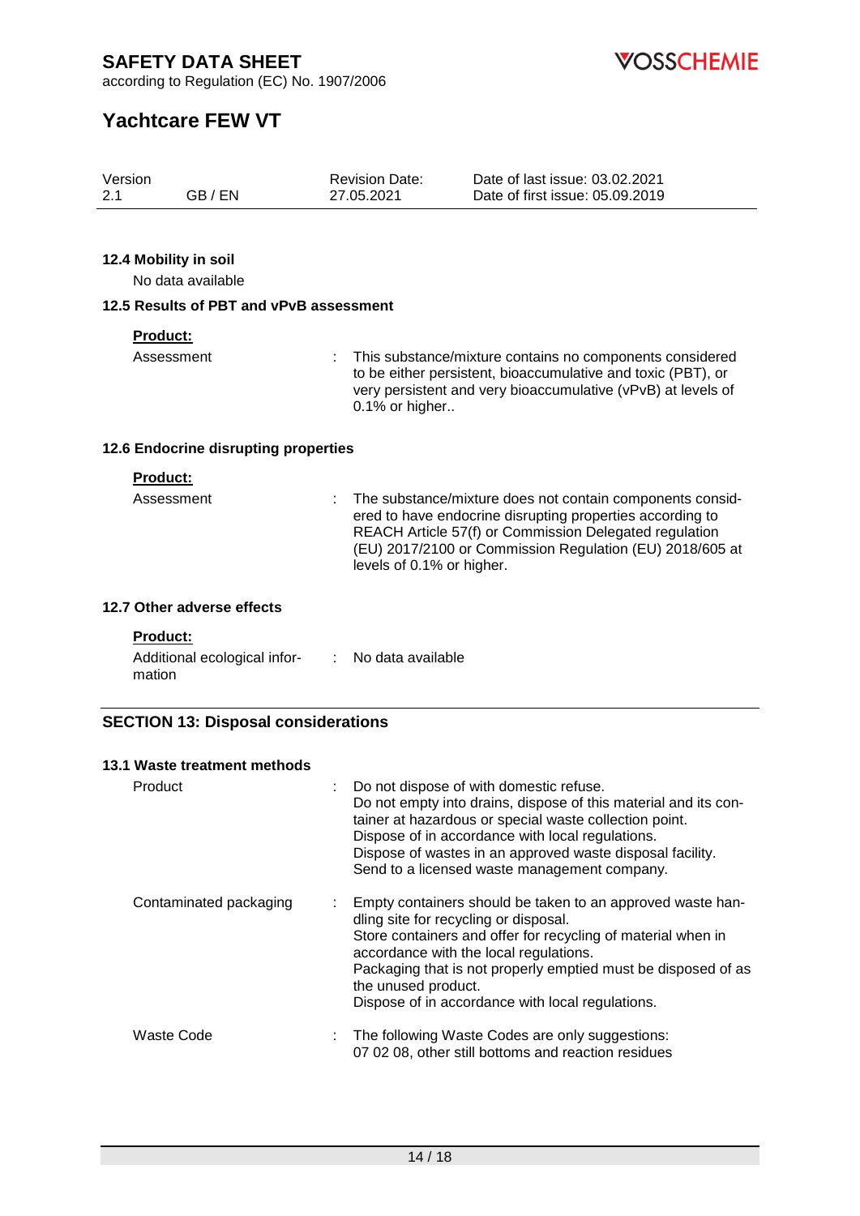### 12.4 Mobility in soil

No data available

### 12.5 Results of PBT and vPvB assessment

**Product:**

| | |
|---|---|
| Assessment | : This substance/mixture contains no components considered to be either persistent, bioaccumulative and toxic (PBT), or very persistent and very bioaccumulative (vPvB) at levels of 0.1% or higher.. |

### 12.6 Endocrine disrupting properties

**Product:**

| | |
|---|---|
| Assessment | : The substance/mixture does not contain components considered to have endocrine disrupting properties according to REACH Article 57(f) or Commission Delegated regulation (EU) 2017/2100 or Commission Regulation (EU) 2018/605 at levels of 0.1% or higher. |

### 12.7 Other adverse effects

**Product:**

| | |
|---|---|
| Additional ecological information | : No data available |

## SECTION 13: Disposal considerations

### 13.1 Waste treatment methods

| | |
|---|---|
| Product | : Do not dispose of with domestic refuse.<br>Do not empty into drains, dispose of this material and its container at hazardous or special waste collection point.<br>Dispose of in accordance with local regulations.<br>Dispose of wastes in an approved waste disposal facility.<br>Send to a licensed waste management company. |
| Contaminated packaging | : Empty containers should be taken to an approved waste handling site for recycling or disposal.<br>Store containers and offer for recycling of material when in accordance with the local regulations.<br>Packaging that is not properly emptied must be disposed of as the unused product.<br>Dispose of in accordance with local regulations. |
| Waste Code | : The following Waste Codes are only suggestions:<br>07 02 08, other still bottoms and reaction residues |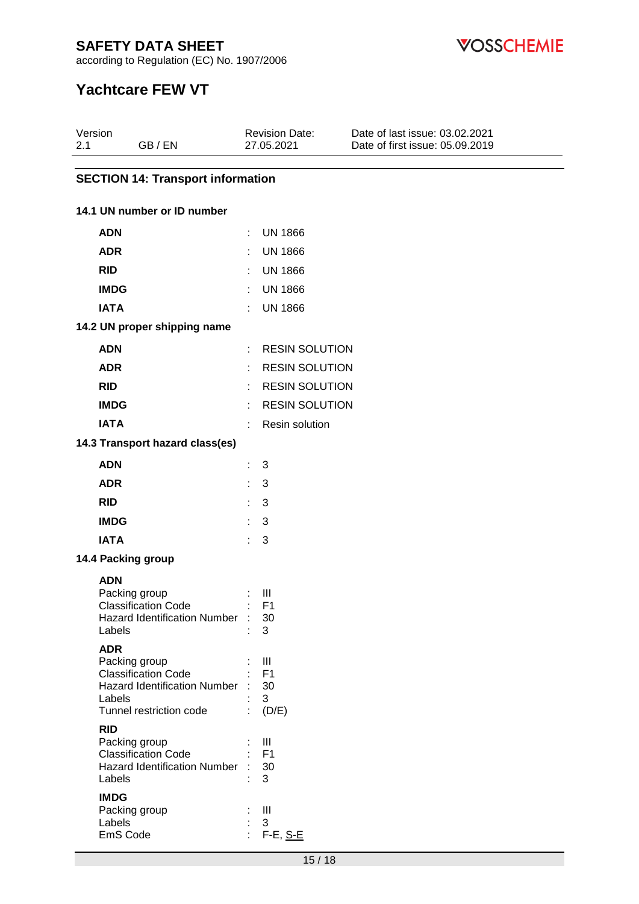## SECTION 14: Transport information

### 14.1 UN number or ID number

| | | |
|---|---|---|
| **ADN** | : | UN 1866 |
| **ADR** | : | UN 1866 |
| **RID** | : | UN 1866 |
| **IMDG** | : | UN 1866 |
| **IATA** | : | UN 1866 |

### 14.2 UN proper shipping name

| | | |
|---|---|---|
| **ADN** | : | RESIN SOLUTION |
| **ADR** | : | RESIN SOLUTION |
| **RID** | : | RESIN SOLUTION |
| **IMDG** | : | RESIN SOLUTION |
| **IATA** | : | Resin solution |

### 14.3 Transport hazard class(es)

| | | |
|---|---|---|
| **ADN** | : | 3 |
| **ADR** | : | 3 |
| **RID** | : | 3 |
| **IMDG** | : | 3 |
| **IATA** | : | 3 |

### 14.4 Packing group

**ADN**

| | | |
|---|---|---|
| Packing group | : | III |
| Classification Code | : | F1 |
| Hazard Identification Number | : | 30 |
| Labels | : | 3 |

**ADR**

| | | |
|---|---|---|
| Packing group | : | III |
| Classification Code | : | F1 |
| Hazard Identification Number | : | 30 |
| Labels | : | 3 |
| Tunnel restriction code | : | (D/E) |

**RID**

| | | |
|---|---|---|
| Packing group | : | III |
| Classification Code | : | F1 |
| Hazard Identification Number | : | 30 |
| Labels | : | 3 |

**IMDG**

| | | |
|---|---|---|
| Packing group | : | III |
| Labels | : | 3 |
| EmS Code | : | F-E, S-E |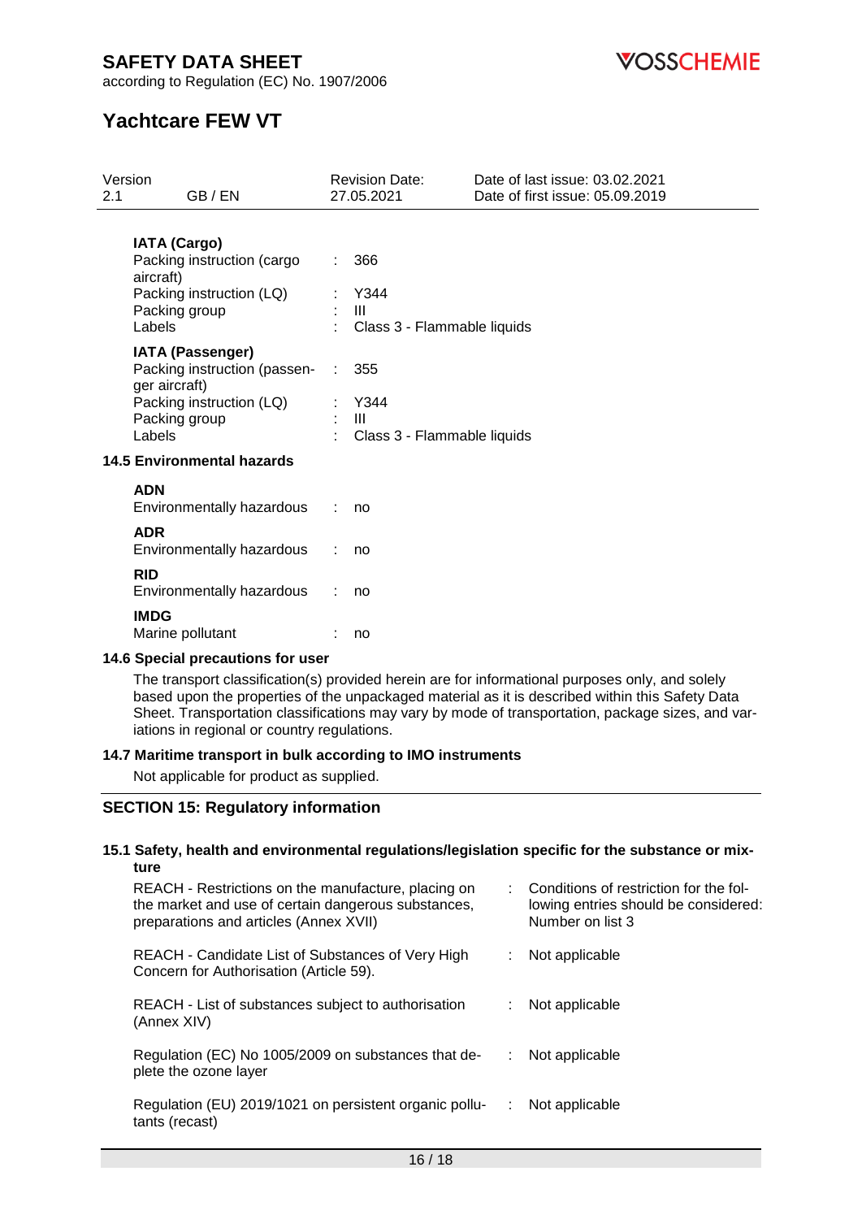**IATA (Cargo)**

| | | |
|---|---|---|
| Packing instruction (cargo aircraft) | : | 366 |
| Packing instruction (LQ) | : | Y344 |
| Packing group | : | III |
| Labels | : | Class 3 - Flammable liquids |

**IATA (Passenger)**

| | | |
|---|---|---|
| Packing instruction (passenger aircraft) | : | 355 |
| Packing instruction (LQ) | : | Y344 |
| Packing group | : | III |
| Labels | : | Class 3 - Flammable liquids |

### 14.5 Environmental hazards

**ADN**

Environmentally hazardous : no

**ADR**

Environmentally hazardous : no

**RID**

Environmentally hazardous : no

**IMDG**

Marine pollutant : no

### 14.6 Special precautions for user

The transport classification(s) provided herein are for informational purposes only, and solely based upon the properties of the unpackaged material as it is described within this Safety Data Sheet. Transportation classifications may vary by mode of transportation, package sizes, and variations in regional or country regulations.

### 14.7 Maritime transport in bulk according to IMO instruments

Not applicable for product as supplied.

## SECTION 15: Regulatory information

### 15.1 Safety, health and environmental regulations/legislation specific for the substance or mixture

| | | |
|---|---|---|
| REACH - Restrictions on the manufacture, placing on the market and use of certain dangerous substances, preparations and articles (Annex XVII) | : | Conditions of restriction for the following entries should be considered: Number on list 3 |
| REACH - Candidate List of Substances of Very High Concern for Authorisation (Article 59). | : | Not applicable |
| REACH - List of substances subject to authorisation (Annex XIV) | : | Not applicable |
| Regulation (EC) No 1005/2009 on substances that deplete the ozone layer | : | Not applicable |
| Regulation (EU) 2019/1021 on persistent organic pollutants (recast) | : | Not applicable |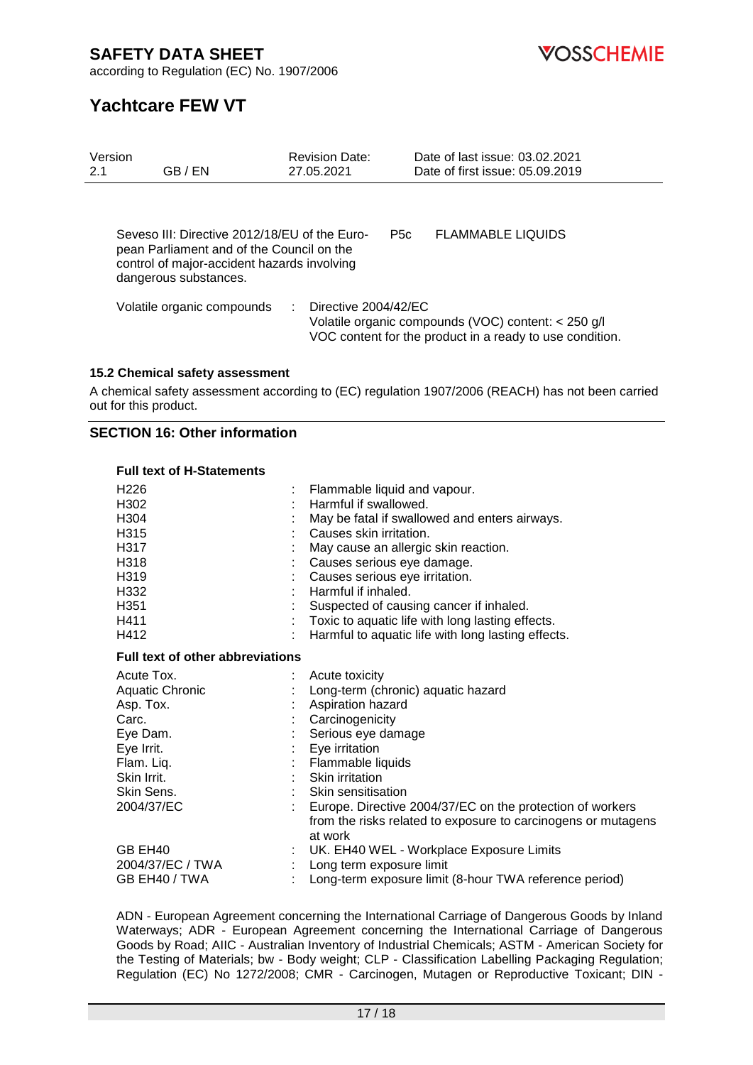| | | |
|---|---|---|
| Seveso III: Directive 2012/18/EU of the European Parliament and of the Council on the control of major-accident hazards involving dangerous substances. | P5c | FLAMMABLE LIQUIDS |

| | | |
|---|---|---|
| Volatile organic compounds | : | Directive 2004/42/EC<br>Volatile organic compounds (VOC) content: < 250 g/l<br>VOC content for the product in a ready to use condition. |

### 15.2 Chemical safety assessment

A chemical safety assessment according to (EC) regulation 1907/2006 (REACH) has not been carried out for this product.

## SECTION 16: Other information

**Full text of H-Statements**

| | | |
|---|---|---|
| H226 | : | Flammable liquid and vapour. |
| H302 | : | Harmful if swallowed. |
| H304 | : | May be fatal if swallowed and enters airways. |
| H315 | : | Causes skin irritation. |
| H317 | : | May cause an allergic skin reaction. |
| H318 | : | Causes serious eye damage. |
| H319 | : | Causes serious eye irritation. |
| H332 | : | Harmful if inhaled. |
| H351 | : | Suspected of causing cancer if inhaled. |
| H411 | : | Toxic to aquatic life with long lasting effects. |
| H412 | : | Harmful to aquatic life with long lasting effects. |

**Full text of other abbreviations**

| | | |
|---|---|---|
| Acute Tox. | : | Acute toxicity |
| Aquatic Chronic | : | Long-term (chronic) aquatic hazard |
| Asp. Tox. | : | Aspiration hazard |
| Carc. | : | Carcinogenicity |
| Eye Dam. | : | Serious eye damage |
| Eye Irrit. | : | Eye irritation |
| Flam. Liq. | : | Flammable liquids |
| Skin Irrit. | : | Skin irritation |
| Skin Sens. | : | Skin sensitisation |
| 2004/37/EC | : | Europe. Directive 2004/37/EC on the protection of workers from the risks related to exposure to carcinogens or mutagens at work |
| GB EH40 | : | UK. EH40 WEL - Workplace Exposure Limits |
| 2004/37/EC / TWA | : | Long term exposure limit |
| GB EH40 / TWA | : | Long-term exposure limit (8-hour TWA reference period) |

ADN - European Agreement concerning the International Carriage of Dangerous Goods by Inland Waterways; ADR - European Agreement concerning the International Carriage of Dangerous Goods by Road; AIIC - Australian Inventory of Industrial Chemicals; ASTM - American Society for the Testing of Materials; bw - Body weight; CLP - Classification Labelling Packaging Regulation; Regulation (EC) No 1272/2008; CMR - Carcinogen, Mutagen or Reproductive Toxicant; DIN -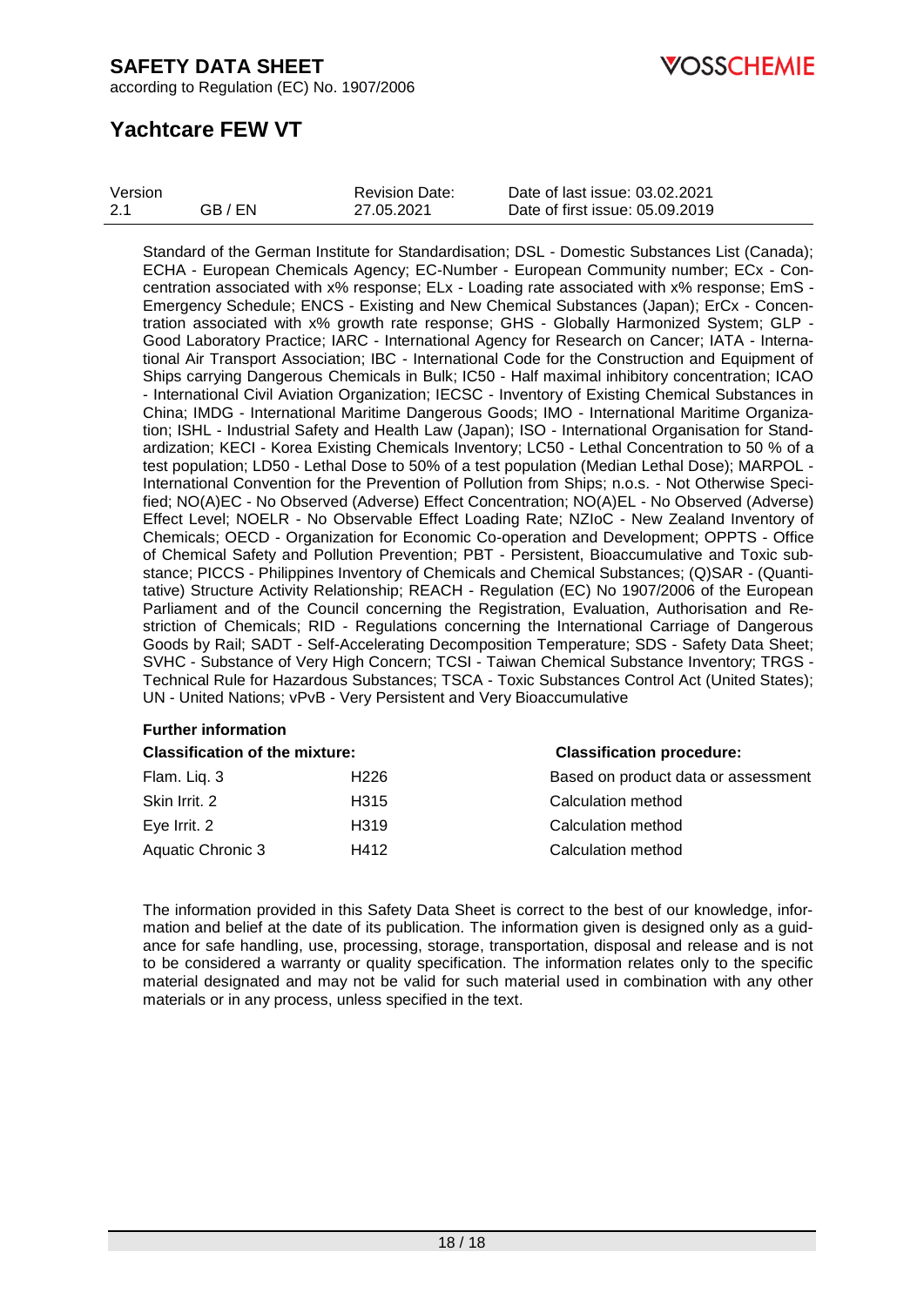Standard of the German Institute for Standardisation; DSL - Domestic Substances List (Canada); ECHA - European Chemicals Agency; EC-Number - European Community number; ECx - Concentration associated with x% response; ELx - Loading rate associated with x% response; EmS - Emergency Schedule; ENCS - Existing and New Chemical Substances (Japan); ErCx - Concentration associated with x% growth rate response; GHS - Globally Harmonized System; GLP - Good Laboratory Practice; IARC - International Agency for Research on Cancer; IATA - International Air Transport Association; IBC - International Code for the Construction and Equipment of Ships carrying Dangerous Chemicals in Bulk; IC50 - Half maximal inhibitory concentration; ICAO - International Civil Aviation Organization; IECSC - Inventory of Existing Chemical Substances in China; IMDG - International Maritime Dangerous Goods; IMO - International Maritime Organization; ISHL - Industrial Safety and Health Law (Japan); ISO - International Organisation for Standardization; KECI - Korea Existing Chemicals Inventory; LC50 - Lethal Concentration to 50 % of a test population; LD50 - Lethal Dose to 50% of a test population (Median Lethal Dose); MARPOL - International Convention for the Prevention of Pollution from Ships; n.o.s. - Not Otherwise Specified; NO(A)EC - No Observed (Adverse) Effect Concentration; NO(A)EL - No Observed (Adverse) Effect Level; NOELR - No Observable Effect Loading Rate; NZIoC - New Zealand Inventory of Chemicals; OECD - Organization for Economic Co-operation and Development; OPPTS - Office of Chemical Safety and Pollution Prevention; PBT - Persistent, Bioaccumulative and Toxic substance; PICCS - Philippines Inventory of Chemicals and Chemical Substances; (Q)SAR - (Quantitative) Structure Activity Relationship; REACH - Regulation (EC) No 1907/2006 of the European Parliament and of the Council concerning the Registration, Evaluation, Authorisation and Restriction of Chemicals; RID - Regulations concerning the International Carriage of Dangerous Goods by Rail; SADT - Self-Accelerating Decomposition Temperature; SDS - Safety Data Sheet; SVHC - Substance of Very High Concern; TCSI - Taiwan Chemical Substance Inventory; TRGS - Technical Rule for Hazardous Substances; TSCA - Toxic Substances Control Act (United States); UN - United Nations; vPvB - Very Persistent and Very Bioaccumulative

**Further information**

| **Classification of the mixture:** | | **Classification procedure:** |
|---|---|---|
| Flam. Liq. 3 | H226 | Based on product data or assessment |
| Skin Irrit. 2 | H315 | Calculation method |
| Eye Irrit. 2 | H319 | Calculation method |
| Aquatic Chronic 3 | H412 | Calculation method |

The information provided in this Safety Data Sheet is correct to the best of our knowledge, information and belief at the date of its publication. The information given is designed only as a guidance for safe handling, use, processing, storage, transportation, disposal and release and is not to be considered a warranty or quality specification. The information relates only to the specific material designated and may not be valid for such material used in combination with any other materials or in any process, unless specified in the text.